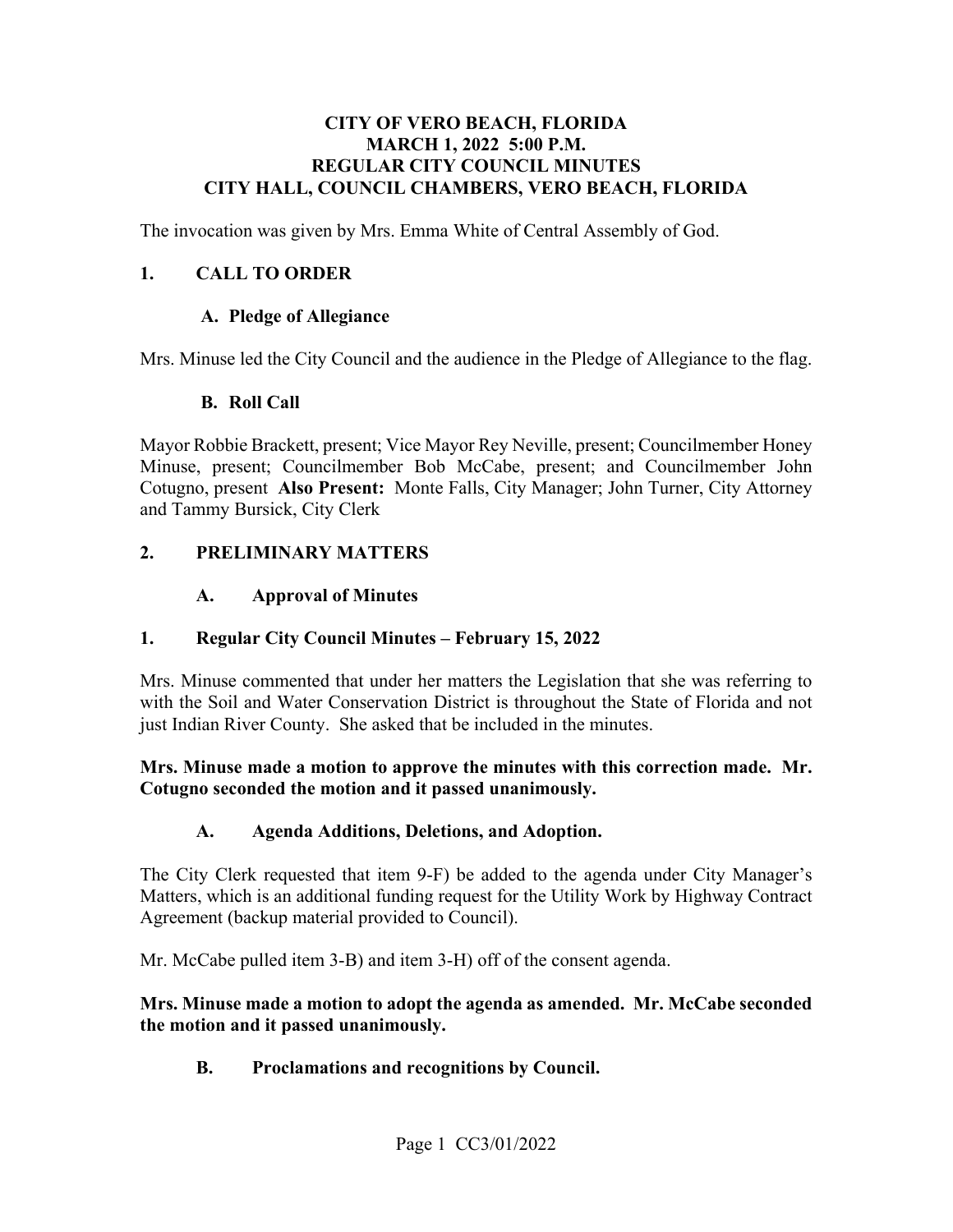# CITY OF VERO BEACH, FLORIDA
# MARCH 1, 2022 5:00 P.M.
# REGULAR CITY COUNCIL MINUTES
# CITY HALL, COUNCIL CHAMBERS, VERO BEACH, FLORIDA

The invocation was given by Mrs. Emma White of Central Assembly of God.

## 1. CALL TO ORDER

### A. Pledge of Allegiance

Mrs. Minuse led the City Council and the audience in the Pledge of Allegiance to the flag.

### B. Roll Call

Mayor Robbie Brackett, present; Vice Mayor Rey Neville, present; Councilmember Honey Minuse, present; Councilmember Bob McCabe, present; and Councilmember John Cotugno, present **Also Present:** Monte Falls, City Manager; John Turner, City Attorney and Tammy Bursick, City Clerk

## 2. PRELIMINARY MATTERS

### A. Approval of Minutes

### 1. Regular City Council Minutes – February 15, 2022

Mrs. Minuse commented that under her matters the Legislation that she was referring to with the Soil and Water Conservation District is throughout the State of Florida and not just Indian River County. She asked that be included in the minutes.

**Mrs. Minuse made a motion to approve the minutes with this correction made. Mr. Cotugno seconded the motion and it passed unanimously.**

### A. Agenda Additions, Deletions, and Adoption.

The City Clerk requested that item 9-F) be added to the agenda under City Manager's Matters, which is an additional funding request for the Utility Work by Highway Contract Agreement (backup material provided to Council).

Mr. McCabe pulled item 3-B) and item 3-H) off of the consent agenda.

**Mrs. Minuse made a motion to adopt the agenda as amended. Mr. McCabe seconded the motion and it passed unanimously.**

### B. Proclamations and recognitions by Council.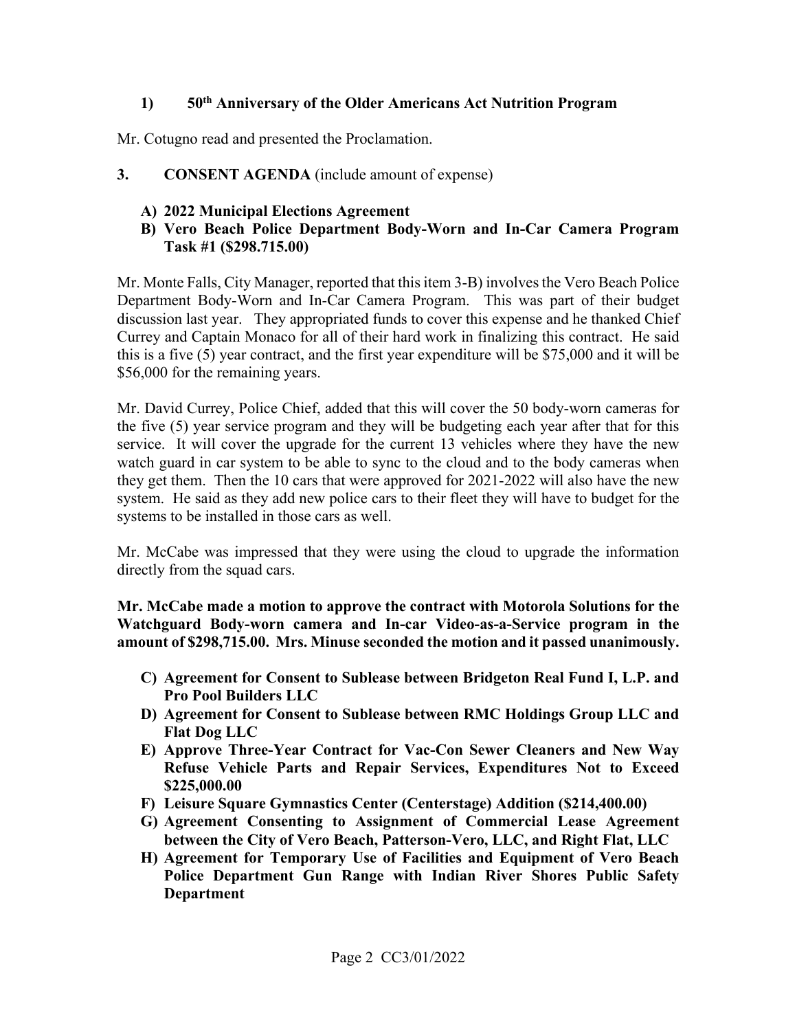**1) 50th Anniversary of the Older Americans Act Nutrition Program**

Mr. Cotugno read and presented the Proclamation.

**3. CONSENT AGENDA** (include amount of expense)

**A) 2022 Municipal Elections Agreement**

**B) Vero Beach Police Department Body-Worn and In-Car Camera Program Task #1 ($298.715.00)**

Mr. Monte Falls, City Manager, reported that this item 3-B) involves the Vero Beach Police Department Body-Worn and In-Car Camera Program. This was part of their budget discussion last year. They appropriated funds to cover this expense and he thanked Chief Currey and Captain Monaco for all of their hard work in finalizing this contract. He said this is a five (5) year contract, and the first year expenditure will be $75,000 and it will be $56,000 for the remaining years.

Mr. David Currey, Police Chief, added that this will cover the 50 body-worn cameras for the five (5) year service program and they will be budgeting each year after that for this service. It will cover the upgrade for the current 13 vehicles where they have the new watch guard in car system to be able to sync to the cloud and to the body cameras when they get them. Then the 10 cars that were approved for 2021-2022 will also have the new system. He said as they add new police cars to their fleet they will have to budget for the systems to be installed in those cars as well.

Mr. McCabe was impressed that they were using the cloud to upgrade the information directly from the squad cars.

**Mr. McCabe made a motion to approve the contract with Motorola Solutions for the Watchguard Body-worn camera and In-car Video-as-a-Service program in the amount of $298,715.00. Mrs. Minuse seconded the motion and it passed unanimously.**

**C) Agreement for Consent to Sublease between Bridgeton Real Fund I, L.P. and Pro Pool Builders LLC**

**D) Agreement for Consent to Sublease between RMC Holdings Group LLC and Flat Dog LLC**

**E) Approve Three-Year Contract for Vac-Con Sewer Cleaners and New Way Refuse Vehicle Parts and Repair Services, Expenditures Not to Exceed $225,000.00**

**F) Leisure Square Gymnastics Center (Centerstage) Addition ($214,400.00)**

**G) Agreement Consenting to Assignment of Commercial Lease Agreement between the City of Vero Beach, Patterson-Vero, LLC, and Right Flat, LLC**

**H) Agreement for Temporary Use of Facilities and Equipment of Vero Beach Police Department Gun Range with Indian River Shores Public Safety Department**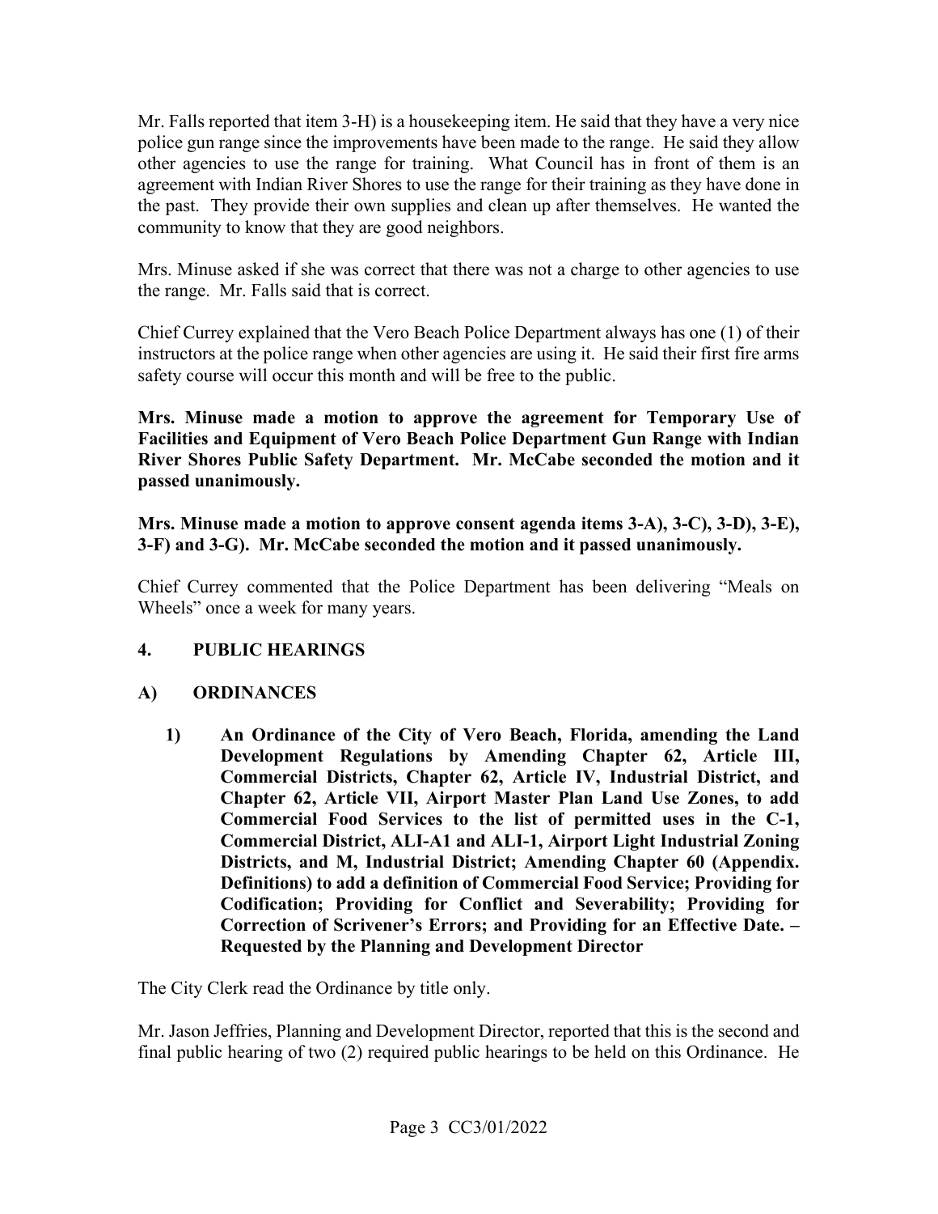Mr. Falls reported that item 3-H) is a housekeeping item. He said that they have a very nice police gun range since the improvements have been made to the range. He said they allow other agencies to use the range for training. What Council has in front of them is an agreement with Indian River Shores to use the range for their training as they have done in the past. They provide their own supplies and clean up after themselves. He wanted the community to know that they are good neighbors.

Mrs. Minuse asked if she was correct that there was not a charge to other agencies to use the range. Mr. Falls said that is correct.

Chief Currey explained that the Vero Beach Police Department always has one (1) of their instructors at the police range when other agencies are using it. He said their first fire arms safety course will occur this month and will be free to the public.

**Mrs. Minuse made a motion to approve the agreement for Temporary Use of Facilities and Equipment of Vero Beach Police Department Gun Range with Indian River Shores Public Safety Department. Mr. McCabe seconded the motion and it passed unanimously.**

**Mrs. Minuse made a motion to approve consent agenda items 3-A), 3-C), 3-D), 3-E), 3-F) and 3-G). Mr. McCabe seconded the motion and it passed unanimously.**

Chief Currey commented that the Police Department has been delivering "Meals on Wheels" once a week for many years.

## 4. PUBLIC HEARINGS

### A) ORDINANCES

**1) An Ordinance of the City of Vero Beach, Florida, amending the Land Development Regulations by Amending Chapter 62, Article III, Commercial Districts, Chapter 62, Article IV, Industrial District, and Chapter 62, Article VII, Airport Master Plan Land Use Zones, to add Commercial Food Services to the list of permitted uses in the C-1, Commercial District, ALI-A1 and ALI-1, Airport Light Industrial Zoning Districts, and M, Industrial District; Amending Chapter 60 (Appendix. Definitions) to add a definition of Commercial Food Service; Providing for Codification; Providing for Conflict and Severability; Providing for Correction of Scrivener's Errors; and Providing for an Effective Date. – Requested by the Planning and Development Director**

The City Clerk read the Ordinance by title only.

Mr. Jason Jeffries, Planning and Development Director, reported that this is the second and final public hearing of two (2) required public hearings to be held on this Ordinance. He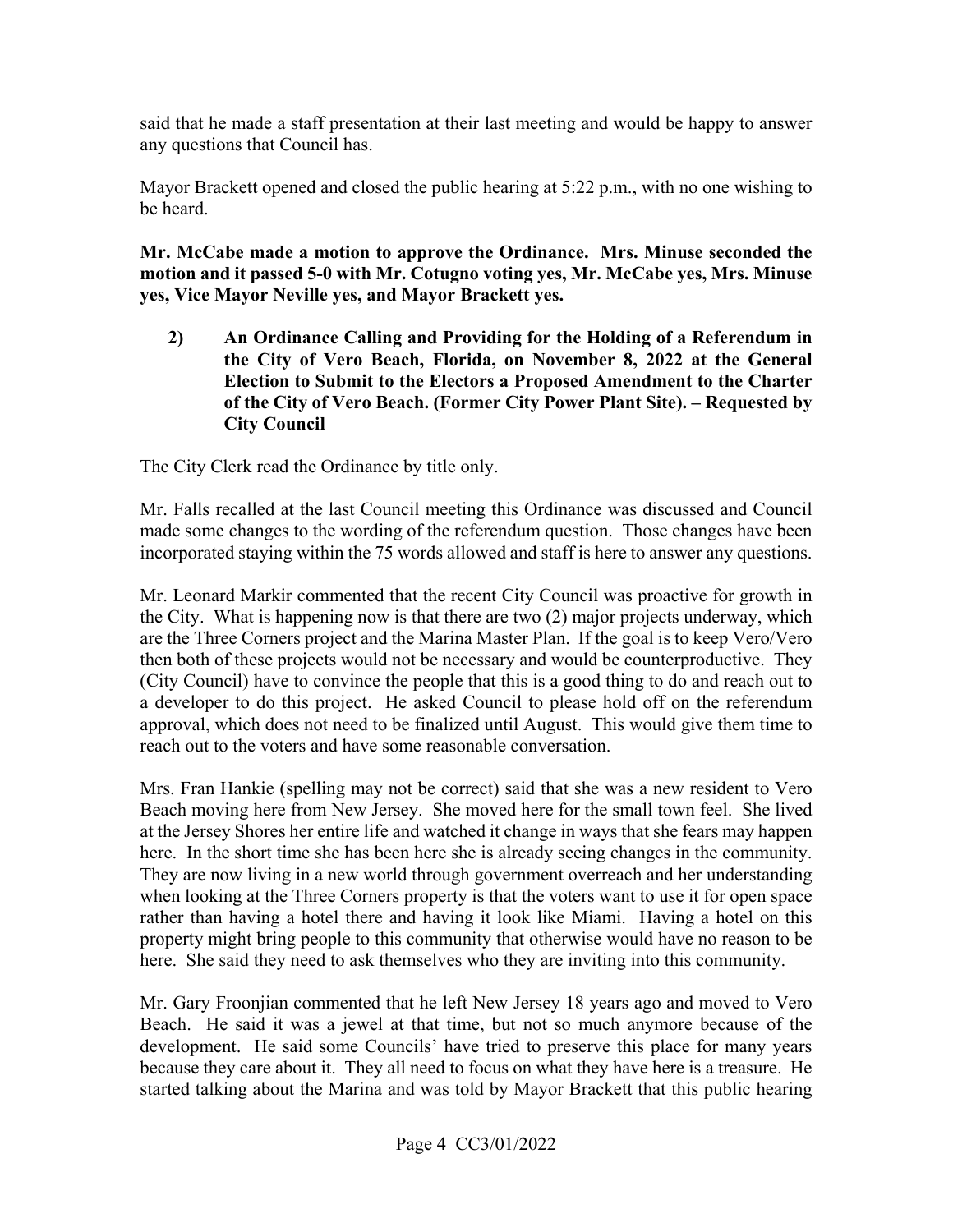said that he made a staff presentation at their last meeting and would be happy to answer any questions that Council has.

Mayor Brackett opened and closed the public hearing at 5:22 p.m., with no one wishing to be heard.

**Mr. McCabe made a motion to approve the Ordinance. Mrs. Minuse seconded the motion and it passed 5-0 with Mr. Cotugno voting yes, Mr. McCabe yes, Mrs. Minuse yes, Vice Mayor Neville yes, and Mayor Brackett yes.**

**2) An Ordinance Calling and Providing for the Holding of a Referendum in the City of Vero Beach, Florida, on November 8, 2022 at the General Election to Submit to the Electors a Proposed Amendment to the Charter of the City of Vero Beach. (Former City Power Plant Site). – Requested by City Council**

The City Clerk read the Ordinance by title only.

Mr. Falls recalled at the last Council meeting this Ordinance was discussed and Council made some changes to the wording of the referendum question. Those changes have been incorporated staying within the 75 words allowed and staff is here to answer any questions.

Mr. Leonard Markir commented that the recent City Council was proactive for growth in the City. What is happening now is that there are two (2) major projects underway, which are the Three Corners project and the Marina Master Plan. If the goal is to keep Vero/Vero then both of these projects would not be necessary and would be counterproductive. They (City Council) have to convince the people that this is a good thing to do and reach out to a developer to do this project. He asked Council to please hold off on the referendum approval, which does not need to be finalized until August. This would give them time to reach out to the voters and have some reasonable conversation.

Mrs. Fran Hankie (spelling may not be correct) said that she was a new resident to Vero Beach moving here from New Jersey. She moved here for the small town feel. She lived at the Jersey Shores her entire life and watched it change in ways that she fears may happen here. In the short time she has been here she is already seeing changes in the community. They are now living in a new world through government overreach and her understanding when looking at the Three Corners property is that the voters want to use it for open space rather than having a hotel there and having it look like Miami. Having a hotel on this property might bring people to this community that otherwise would have no reason to be here. She said they need to ask themselves who they are inviting into this community.

Mr. Gary Froonjian commented that he left New Jersey 18 years ago and moved to Vero Beach. He said it was a jewel at that time, but not so much anymore because of the development. He said some Councils' have tried to preserve this place for many years because they care about it. They all need to focus on what they have here is a treasure. He started talking about the Marina and was told by Mayor Brackett that this public hearing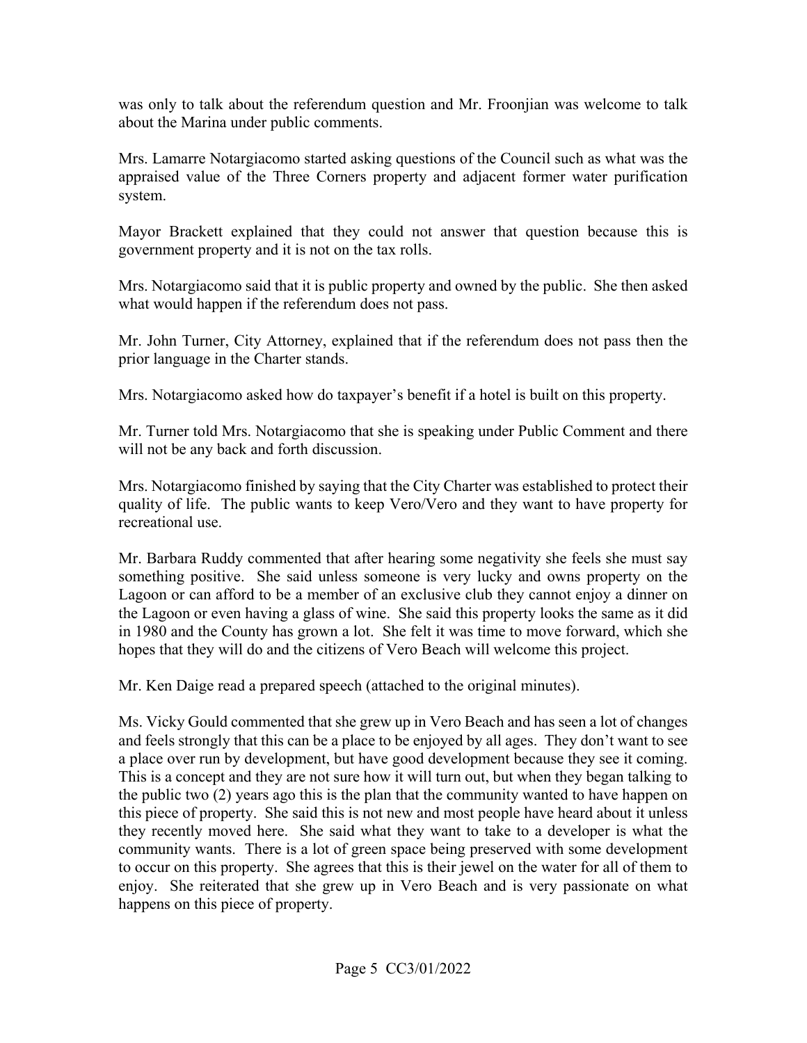was only to talk about the referendum question and Mr. Froonjian was welcome to talk about the Marina under public comments.

Mrs. Lamarre Notargiacomo started asking questions of the Council such as what was the appraised value of the Three Corners property and adjacent former water purification system.

Mayor Brackett explained that they could not answer that question because this is government property and it is not on the tax rolls.

Mrs. Notargiacomo said that it is public property and owned by the public. She then asked what would happen if the referendum does not pass.

Mr. John Turner, City Attorney, explained that if the referendum does not pass then the prior language in the Charter stands.

Mrs. Notargiacomo asked how do taxpayer's benefit if a hotel is built on this property.

Mr. Turner told Mrs. Notargiacomo that she is speaking under Public Comment and there will not be any back and forth discussion.

Mrs. Notargiacomo finished by saying that the City Charter was established to protect their quality of life. The public wants to keep Vero/Vero and they want to have property for recreational use.

Mr. Barbara Ruddy commented that after hearing some negativity she feels she must say something positive. She said unless someone is very lucky and owns property on the Lagoon or can afford to be a member of an exclusive club they cannot enjoy a dinner on the Lagoon or even having a glass of wine. She said this property looks the same as it did in 1980 and the County has grown a lot. She felt it was time to move forward, which she hopes that they will do and the citizens of Vero Beach will welcome this project.

Mr. Ken Daige read a prepared speech (attached to the original minutes).

Ms. Vicky Gould commented that she grew up in Vero Beach and has seen a lot of changes and feels strongly that this can be a place to be enjoyed by all ages. They don't want to see a place over run by development, but have good development because they see it coming. This is a concept and they are not sure how it will turn out, but when they began talking to the public two (2) years ago this is the plan that the community wanted to have happen on this piece of property. She said this is not new and most people have heard about it unless they recently moved here. She said what they want to take to a developer is what the community wants. There is a lot of green space being preserved with some development to occur on this property. She agrees that this is their jewel on the water for all of them to enjoy. She reiterated that she grew up in Vero Beach and is very passionate on what happens on this piece of property.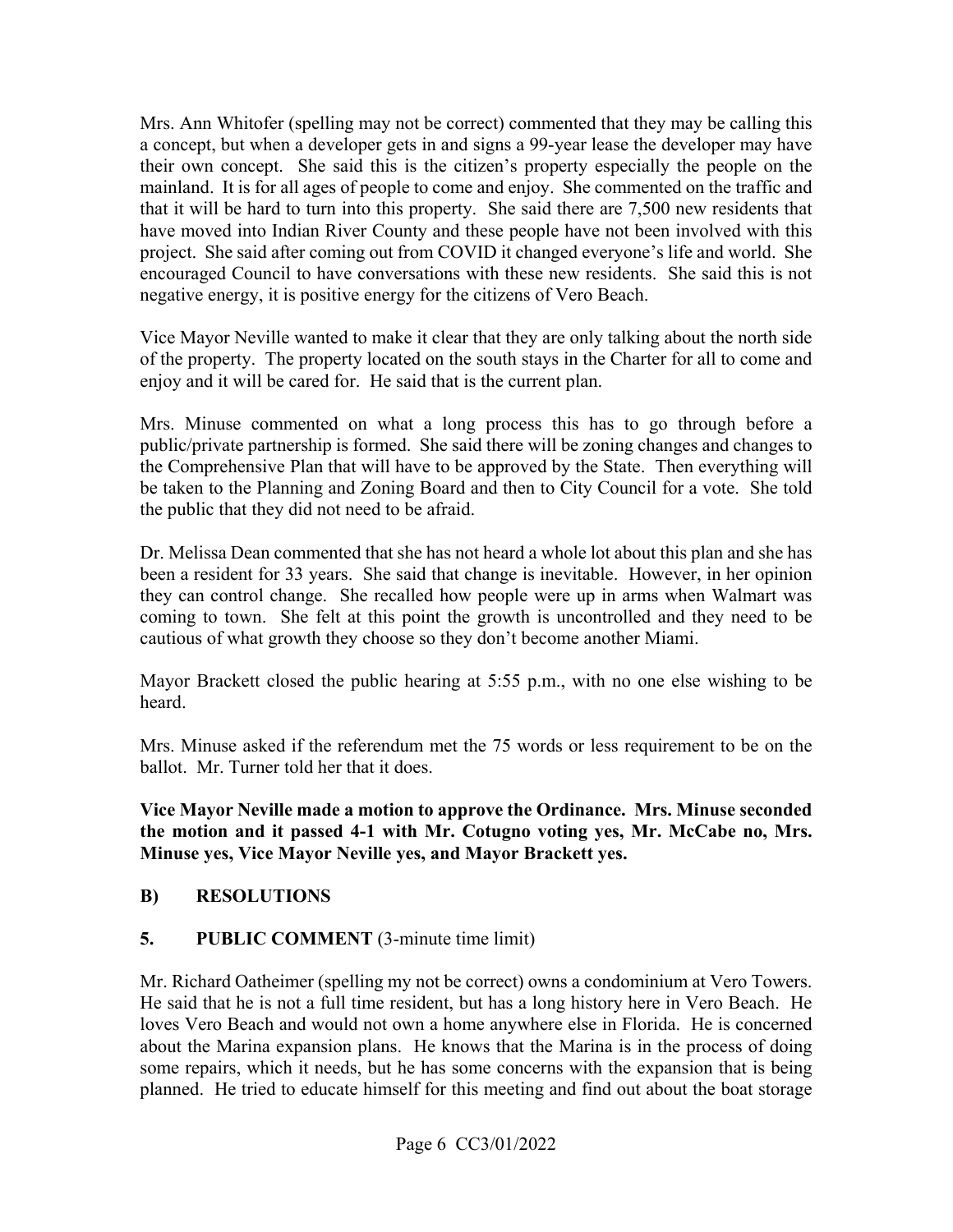Mrs. Ann Whitofer (spelling may not be correct) commented that they may be calling this a concept, but when a developer gets in and signs a 99-year lease the developer may have their own concept. She said this is the citizen's property especially the people on the mainland. It is for all ages of people to come and enjoy. She commented on the traffic and that it will be hard to turn into this property. She said there are 7,500 new residents that have moved into Indian River County and these people have not been involved with this project. She said after coming out from COVID it changed everyone's life and world. She encouraged Council to have conversations with these new residents. She said this is not negative energy, it is positive energy for the citizens of Vero Beach.

Vice Mayor Neville wanted to make it clear that they are only talking about the north side of the property. The property located on the south stays in the Charter for all to come and enjoy and it will be cared for. He said that is the current plan.

Mrs. Minuse commented on what a long process this has to go through before a public/private partnership is formed. She said there will be zoning changes and changes to the Comprehensive Plan that will have to be approved by the State. Then everything will be taken to the Planning and Zoning Board and then to City Council for a vote. She told the public that they did not need to be afraid.

Dr. Melissa Dean commented that she has not heard a whole lot about this plan and she has been a resident for 33 years. She said that change is inevitable. However, in her opinion they can control change. She recalled how people were up in arms when Walmart was coming to town. She felt at this point the growth is uncontrolled and they need to be cautious of what growth they choose so they don't become another Miami.

Mayor Brackett closed the public hearing at 5:55 p.m., with no one else wishing to be heard.

Mrs. Minuse asked if the referendum met the 75 words or less requirement to be on the ballot. Mr. Turner told her that it does.

**Vice Mayor Neville made a motion to approve the Ordinance. Mrs. Minuse seconded the motion and it passed 4-1 with Mr. Cotugno voting yes, Mr. McCabe no, Mrs. Minuse yes, Vice Mayor Neville yes, and Mayor Brackett yes.**

## B) RESOLUTIONS

## 5. PUBLIC COMMENT (3-minute time limit)

Mr. Richard Oatheimer (spelling my not be correct) owns a condominium at Vero Towers. He said that he is not a full time resident, but has a long history here in Vero Beach. He loves Vero Beach and would not own a home anywhere else in Florida. He is concerned about the Marina expansion plans. He knows that the Marina is in the process of doing some repairs, which it needs, but he has some concerns with the expansion that is being planned. He tried to educate himself for this meeting and find out about the boat storage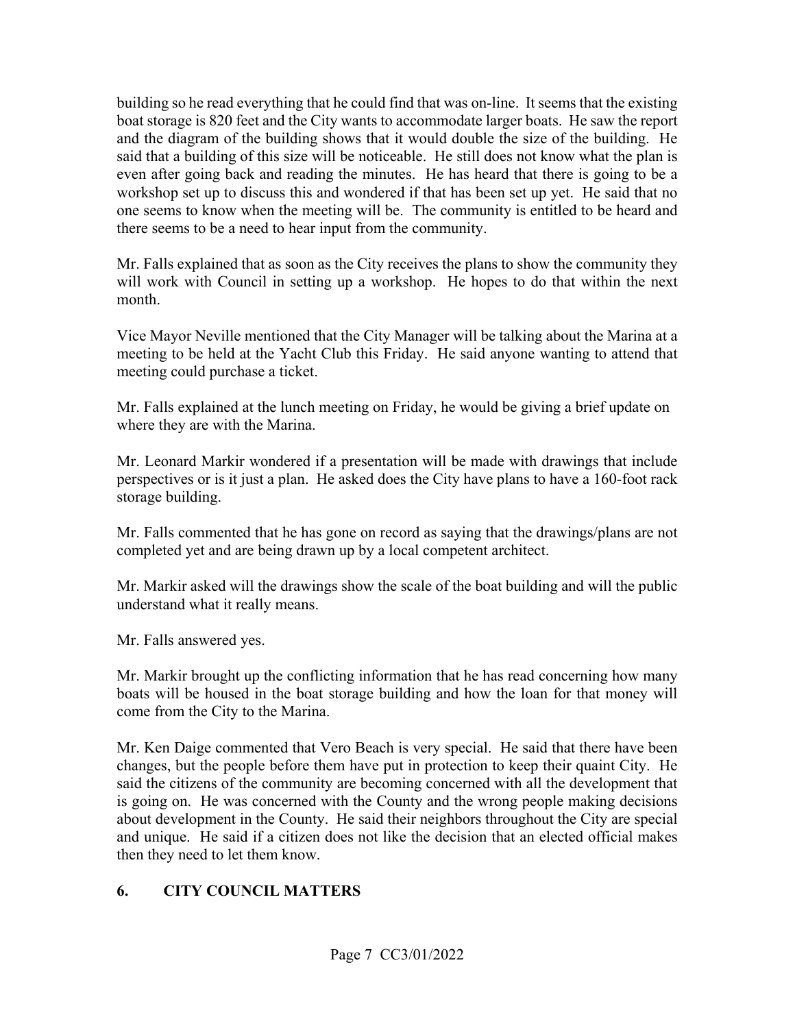building so he read everything that he could find that was on-line. It seems that the existing boat storage is 820 feet and the City wants to accommodate larger boats. He saw the report and the diagram of the building shows that it would double the size of the building. He said that a building of this size will be noticeable. He still does not know what the plan is even after going back and reading the minutes. He has heard that there is going to be a workshop set up to discuss this and wondered if that has been set up yet. He said that no one seems to know when the meeting will be. The community is entitled to be heard and there seems to be a need to hear input from the community.

Mr. Falls explained that as soon as the City receives the plans to show the community they will work with Council in setting up a workshop. He hopes to do that within the next month.

Vice Mayor Neville mentioned that the City Manager will be talking about the Marina at a meeting to be held at the Yacht Club this Friday. He said anyone wanting to attend that meeting could purchase a ticket.

Mr. Falls explained at the lunch meeting on Friday, he would be giving a brief update on where they are with the Marina.

Mr. Leonard Markir wondered if a presentation will be made with drawings that include perspectives or is it just a plan. He asked does the City have plans to have a 160-foot rack storage building.

Mr. Falls commented that he has gone on record as saying that the drawings/plans are not completed yet and are being drawn up by a local competent architect.

Mr. Markir asked will the drawings show the scale of the boat building and will the public understand what it really means.

Mr. Falls answered yes.

Mr. Markir brought up the conflicting information that he has read concerning how many boats will be housed in the boat storage building and how the loan for that money will come from the City to the Marina.

Mr. Ken Daige commented that Vero Beach is very special. He said that there have been changes, but the people before them have put in protection to keep their quaint City. He said the citizens of the community are becoming concerned with all the development that is going on. He was concerned with the County and the wrong people making decisions about development in the County. He said their neighbors throughout the City are special and unique. He said if a citizen does not like the decision that an elected official makes then they need to let them know.

## 6. CITY COUNCIL MATTERS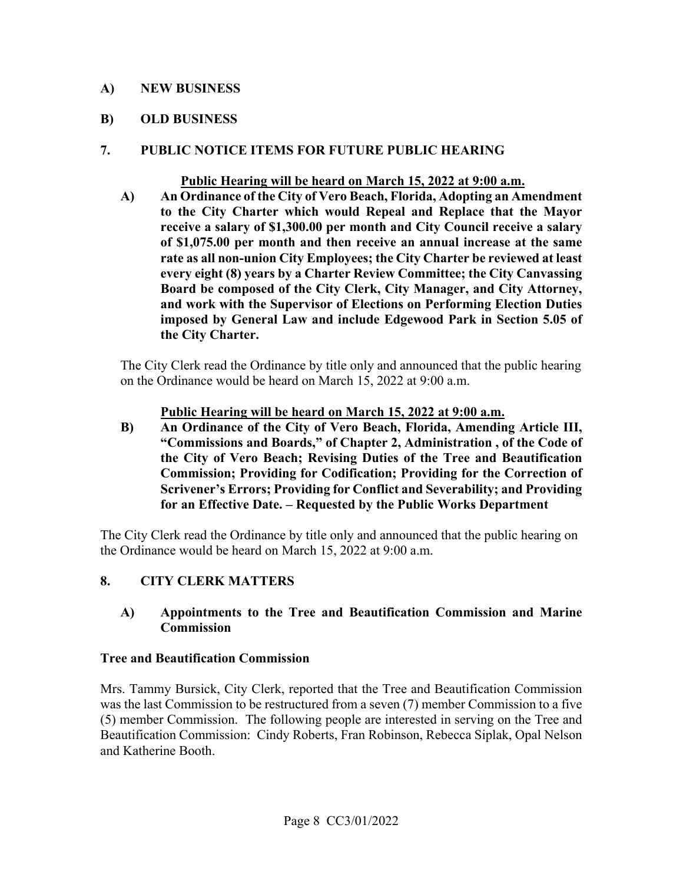**A) NEW BUSINESS**

**B) OLD BUSINESS**

**7. PUBLIC NOTICE ITEMS FOR FUTURE PUBLIC HEARING**

**Public Hearing will be heard on March 15, 2022 at 9:00 a.m.**

**A) An Ordinance of the City of Vero Beach, Florida, Adopting an Amendment to the City Charter which would Repeal and Replace that the Mayor receive a salary of $1,300.00 per month and City Council receive a salary of $1,075.00 per month and then receive an annual increase at the same rate as all non-union City Employees; the City Charter be reviewed at least every eight (8) years by a Charter Review Committee; the City Canvassing Board be composed of the City Clerk, City Manager, and City Attorney, and work with the Supervisor of Elections on Performing Election Duties imposed by General Law and include Edgewood Park in Section 5.05 of the City Charter.**

The City Clerk read the Ordinance by title only and announced that the public hearing on the Ordinance would be heard on March 15, 2022 at 9:00 a.m.

**Public Hearing will be heard on March 15, 2022 at 9:00 a.m.**

**B) An Ordinance of the City of Vero Beach, Florida, Amending Article III, "Commissions and Boards," of Chapter 2, Administration , of the Code of the City of Vero Beach; Revising Duties of the Tree and Beautification Commission; Providing for Codification; Providing for the Correction of Scrivener's Errors; Providing for Conflict and Severability; and Providing for an Effective Date. – Requested by the Public Works Department**

The City Clerk read the Ordinance by title only and announced that the public hearing on the Ordinance would be heard on March 15, 2022 at 9:00 a.m.

**8. CITY CLERK MATTERS**

**A) Appointments to the Tree and Beautification Commission and Marine Commission**

**Tree and Beautification Commission**

Mrs. Tammy Bursick, City Clerk, reported that the Tree and Beautification Commission was the last Commission to be restructured from a seven (7) member Commission to a five (5) member Commission. The following people are interested in serving on the Tree and Beautification Commission: Cindy Roberts, Fran Robinson, Rebecca Siplak, Opal Nelson and Katherine Booth.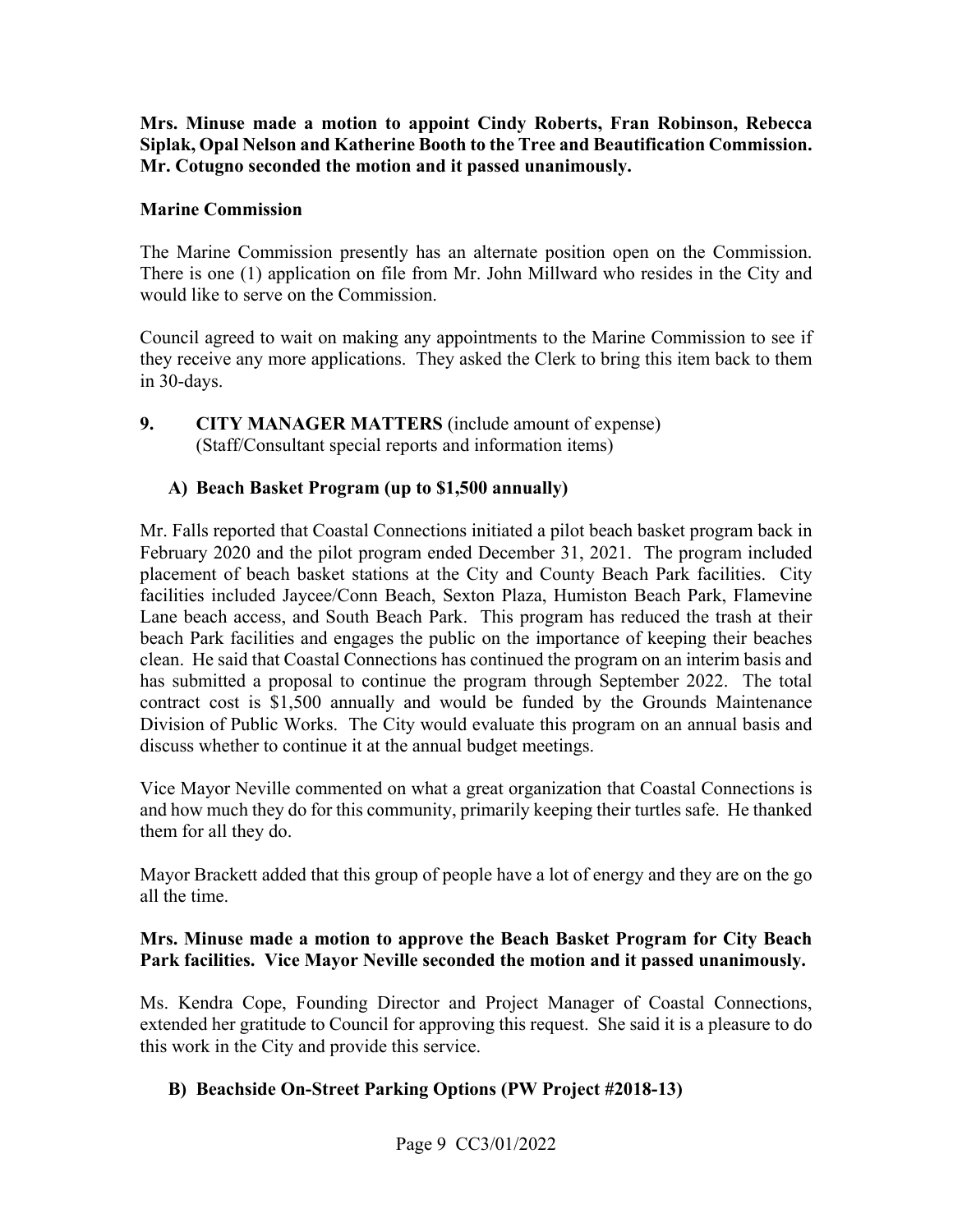**Mrs. Minuse made a motion to appoint Cindy Roberts, Fran Robinson, Rebecca Siplak, Opal Nelson and Katherine Booth to the Tree and Beautification Commission. Mr. Cotugno seconded the motion and it passed unanimously.**

**Marine Commission**

The Marine Commission presently has an alternate position open on the Commission. There is one (1) application on file from Mr. John Millward who resides in the City and would like to serve on the Commission.

Council agreed to wait on making any appointments to the Marine Commission to see if they receive any more applications. They asked the Clerk to bring this item back to them in 30-days.

**9. CITY MANAGER MATTERS** (include amount of expense)
(Staff/Consultant special reports and information items)

**A) Beach Basket Program (up to $1,500 annually)**

Mr. Falls reported that Coastal Connections initiated a pilot beach basket program back in February 2020 and the pilot program ended December 31, 2021. The program included placement of beach basket stations at the City and County Beach Park facilities. City facilities included Jaycee/Conn Beach, Sexton Plaza, Humiston Beach Park, Flamevine Lane beach access, and South Beach Park. This program has reduced the trash at their beach Park facilities and engages the public on the importance of keeping their beaches clean. He said that Coastal Connections has continued the program on an interim basis and has submitted a proposal to continue the program through September 2022. The total contract cost is $1,500 annually and would be funded by the Grounds Maintenance Division of Public Works. The City would evaluate this program on an annual basis and discuss whether to continue it at the annual budget meetings.

Vice Mayor Neville commented on what a great organization that Coastal Connections is and how much they do for this community, primarily keeping their turtles safe. He thanked them for all they do.

Mayor Brackett added that this group of people have a lot of energy and they are on the go all the time.

**Mrs. Minuse made a motion to approve the Beach Basket Program for City Beach Park facilities. Vice Mayor Neville seconded the motion and it passed unanimously.**

Ms. Kendra Cope, Founding Director and Project Manager of Coastal Connections, extended her gratitude to Council for approving this request. She said it is a pleasure to do this work in the City and provide this service.

**B) Beachside On-Street Parking Options (PW Project #2018-13)**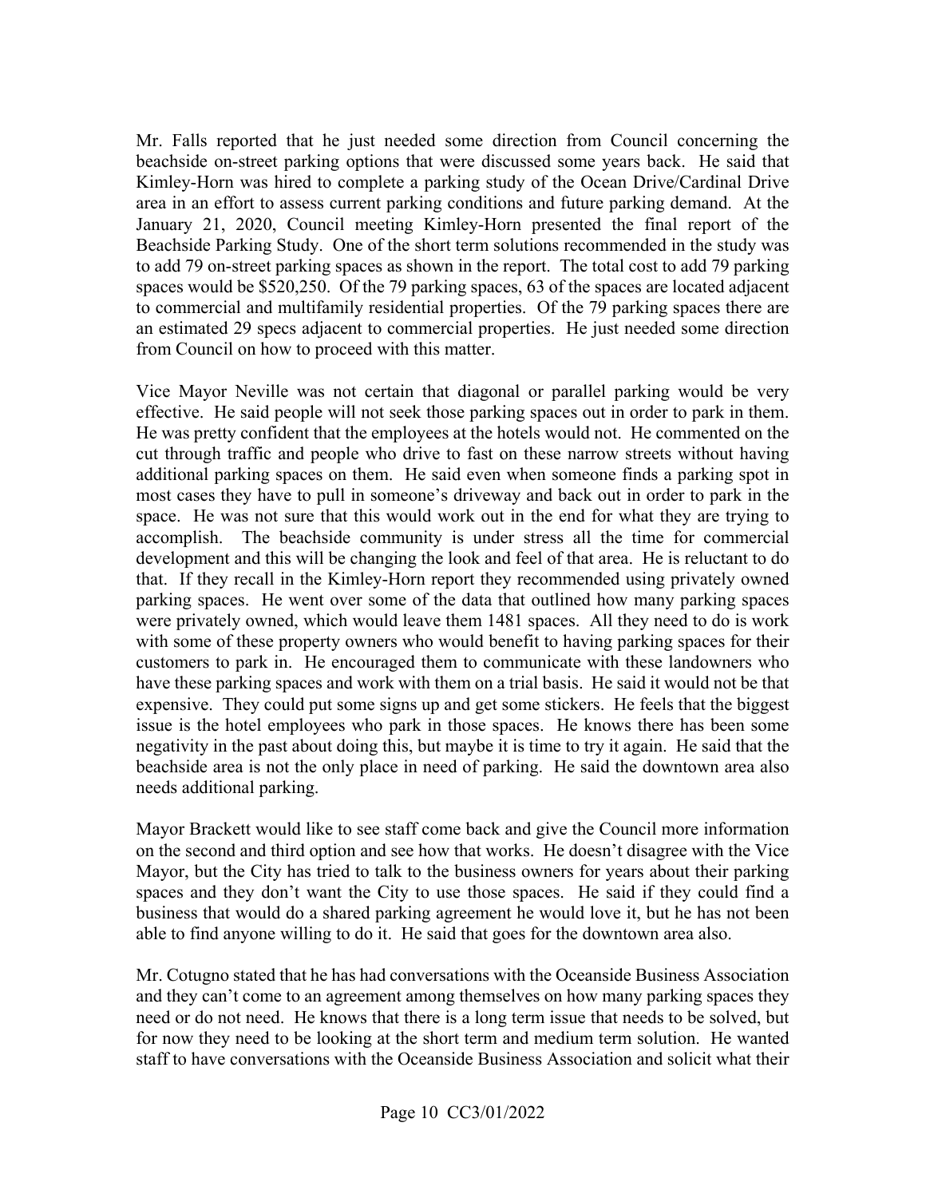Mr. Falls reported that he just needed some direction from Council concerning the beachside on-street parking options that were discussed some years back. He said that Kimley-Horn was hired to complete a parking study of the Ocean Drive/Cardinal Drive area in an effort to assess current parking conditions and future parking demand. At the January 21, 2020, Council meeting Kimley-Horn presented the final report of the Beachside Parking Study. One of the short term solutions recommended in the study was to add 79 on-street parking spaces as shown in the report. The total cost to add 79 parking spaces would be $520,250. Of the 79 parking spaces, 63 of the spaces are located adjacent to commercial and multifamily residential properties. Of the 79 parking spaces there are an estimated 29 specs adjacent to commercial properties. He just needed some direction from Council on how to proceed with this matter.

Vice Mayor Neville was not certain that diagonal or parallel parking would be very effective. He said people will not seek those parking spaces out in order to park in them. He was pretty confident that the employees at the hotels would not. He commented on the cut through traffic and people who drive to fast on these narrow streets without having additional parking spaces on them. He said even when someone finds a parking spot in most cases they have to pull in someone's driveway and back out in order to park in the space. He was not sure that this would work out in the end for what they are trying to accomplish. The beachside community is under stress all the time for commercial development and this will be changing the look and feel of that area. He is reluctant to do that. If they recall in the Kimley-Horn report they recommended using privately owned parking spaces. He went over some of the data that outlined how many parking spaces were privately owned, which would leave them 1481 spaces. All they need to do is work with some of these property owners who would benefit to having parking spaces for their customers to park in. He encouraged them to communicate with these landowners who have these parking spaces and work with them on a trial basis. He said it would not be that expensive. They could put some signs up and get some stickers. He feels that the biggest issue is the hotel employees who park in those spaces. He knows there has been some negativity in the past about doing this, but maybe it is time to try it again. He said that the beachside area is not the only place in need of parking. He said the downtown area also needs additional parking.

Mayor Brackett would like to see staff come back and give the Council more information on the second and third option and see how that works. He doesn't disagree with the Vice Mayor, but the City has tried to talk to the business owners for years about their parking spaces and they don't want the City to use those spaces. He said if they could find a business that would do a shared parking agreement he would love it, but he has not been able to find anyone willing to do it. He said that goes for the downtown area also.

Mr. Cotugno stated that he has had conversations with the Oceanside Business Association and they can't come to an agreement among themselves on how many parking spaces they need or do not need. He knows that there is a long term issue that needs to be solved, but for now they need to be looking at the short term and medium term solution. He wanted staff to have conversations with the Oceanside Business Association and solicit what their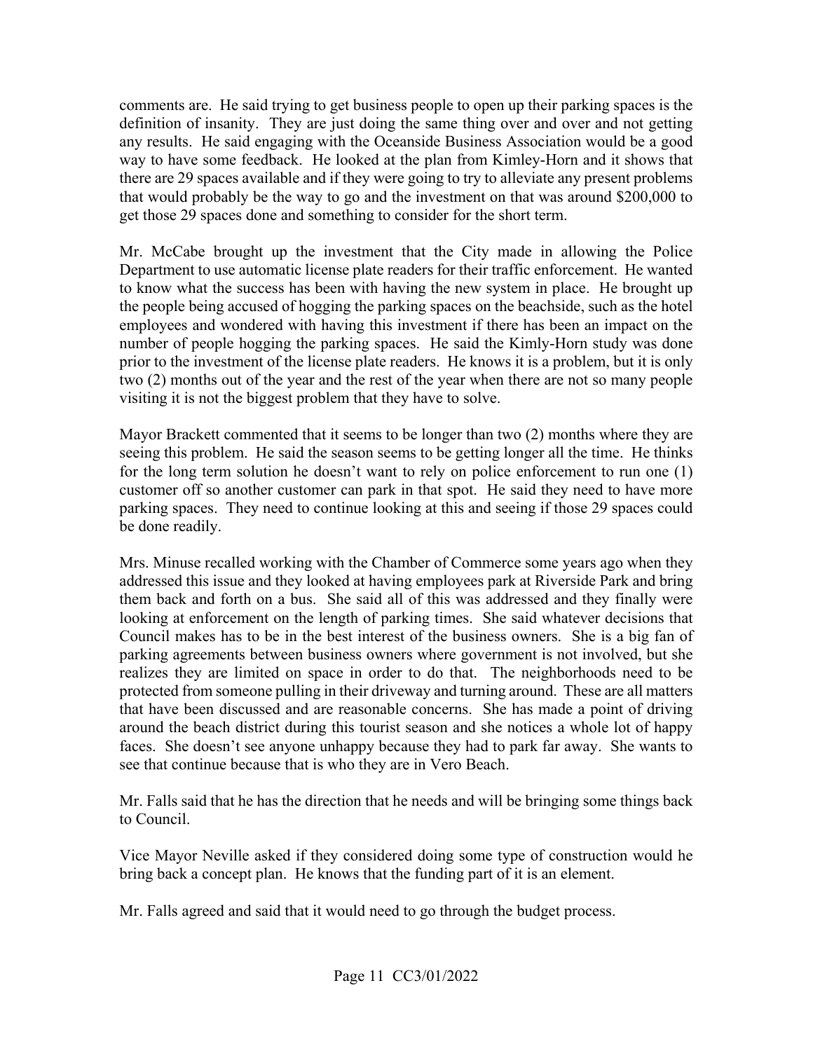comments are. He said trying to get business people to open up their parking spaces is the definition of insanity. They are just doing the same thing over and over and not getting any results. He said engaging with the Oceanside Business Association would be a good way to have some feedback. He looked at the plan from Kimley-Horn and it shows that there are 29 spaces available and if they were going to try to alleviate any present problems that would probably be the way to go and the investment on that was around $200,000 to get those 29 spaces done and something to consider for the short term.

Mr. McCabe brought up the investment that the City made in allowing the Police Department to use automatic license plate readers for their traffic enforcement. He wanted to know what the success has been with having the new system in place. He brought up the people being accused of hogging the parking spaces on the beachside, such as the hotel employees and wondered with having this investment if there has been an impact on the number of people hogging the parking spaces. He said the Kimly-Horn study was done prior to the investment of the license plate readers. He knows it is a problem, but it is only two (2) months out of the year and the rest of the year when there are not so many people visiting it is not the biggest problem that they have to solve.

Mayor Brackett commented that it seems to be longer than two (2) months where they are seeing this problem. He said the season seems to be getting longer all the time. He thinks for the long term solution he doesn't want to rely on police enforcement to run one (1) customer off so another customer can park in that spot. He said they need to have more parking spaces. They need to continue looking at this and seeing if those 29 spaces could be done readily.

Mrs. Minuse recalled working with the Chamber of Commerce some years ago when they addressed this issue and they looked at having employees park at Riverside Park and bring them back and forth on a bus. She said all of this was addressed and they finally were looking at enforcement on the length of parking times. She said whatever decisions that Council makes has to be in the best interest of the business owners. She is a big fan of parking agreements between business owners where government is not involved, but she realizes they are limited on space in order to do that. The neighborhoods need to be protected from someone pulling in their driveway and turning around. These are all matters that have been discussed and are reasonable concerns. She has made a point of driving around the beach district during this tourist season and she notices a whole lot of happy faces. She doesn't see anyone unhappy because they had to park far away. She wants to see that continue because that is who they are in Vero Beach.

Mr. Falls said that he has the direction that he needs and will be bringing some things back to Council.

Vice Mayor Neville asked if they considered doing some type of construction would he bring back a concept plan. He knows that the funding part of it is an element.

Mr. Falls agreed and said that it would need to go through the budget process.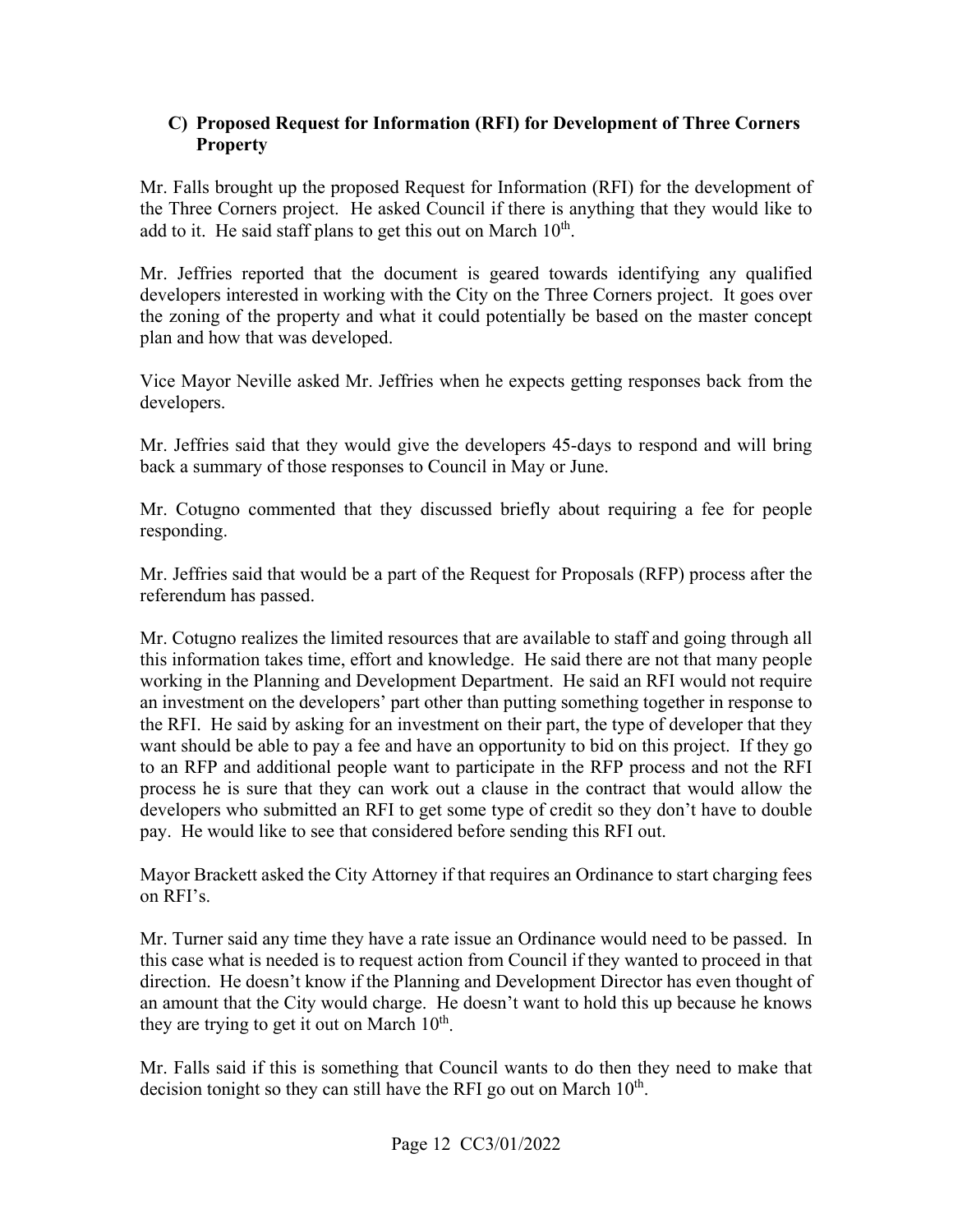### C) Proposed Request for Information (RFI) for Development of Three Corners Property

Mr. Falls brought up the proposed Request for Information (RFI) for the development of the Three Corners project. He asked Council if there is anything that they would like to add to it. He said staff plans to get this out on March 10th.

Mr. Jeffries reported that the document is geared towards identifying any qualified developers interested in working with the City on the Three Corners project. It goes over the zoning of the property and what it could potentially be based on the master concept plan and how that was developed.

Vice Mayor Neville asked Mr. Jeffries when he expects getting responses back from the developers.

Mr. Jeffries said that they would give the developers 45-days to respond and will bring back a summary of those responses to Council in May or June.

Mr. Cotugno commented that they discussed briefly about requiring a fee for people responding.

Mr. Jeffries said that would be a part of the Request for Proposals (RFP) process after the referendum has passed.

Mr. Cotugno realizes the limited resources that are available to staff and going through all this information takes time, effort and knowledge. He said there are not that many people working in the Planning and Development Department. He said an RFI would not require an investment on the developers' part other than putting something together in response to the RFI. He said by asking for an investment on their part, the type of developer that they want should be able to pay a fee and have an opportunity to bid on this project. If they go to an RFP and additional people want to participate in the RFP process and not the RFI process he is sure that they can work out a clause in the contract that would allow the developers who submitted an RFI to get some type of credit so they don't have to double pay. He would like to see that considered before sending this RFI out.

Mayor Brackett asked the City Attorney if that requires an Ordinance to start charging fees on RFI's.

Mr. Turner said any time they have a rate issue an Ordinance would need to be passed. In this case what is needed is to request action from Council if they wanted to proceed in that direction. He doesn't know if the Planning and Development Director has even thought of an amount that the City would charge. He doesn't want to hold this up because he knows they are trying to get it out on March 10th.

Mr. Falls said if this is something that Council wants to do then they need to make that decision tonight so they can still have the RFI go out on March 10th.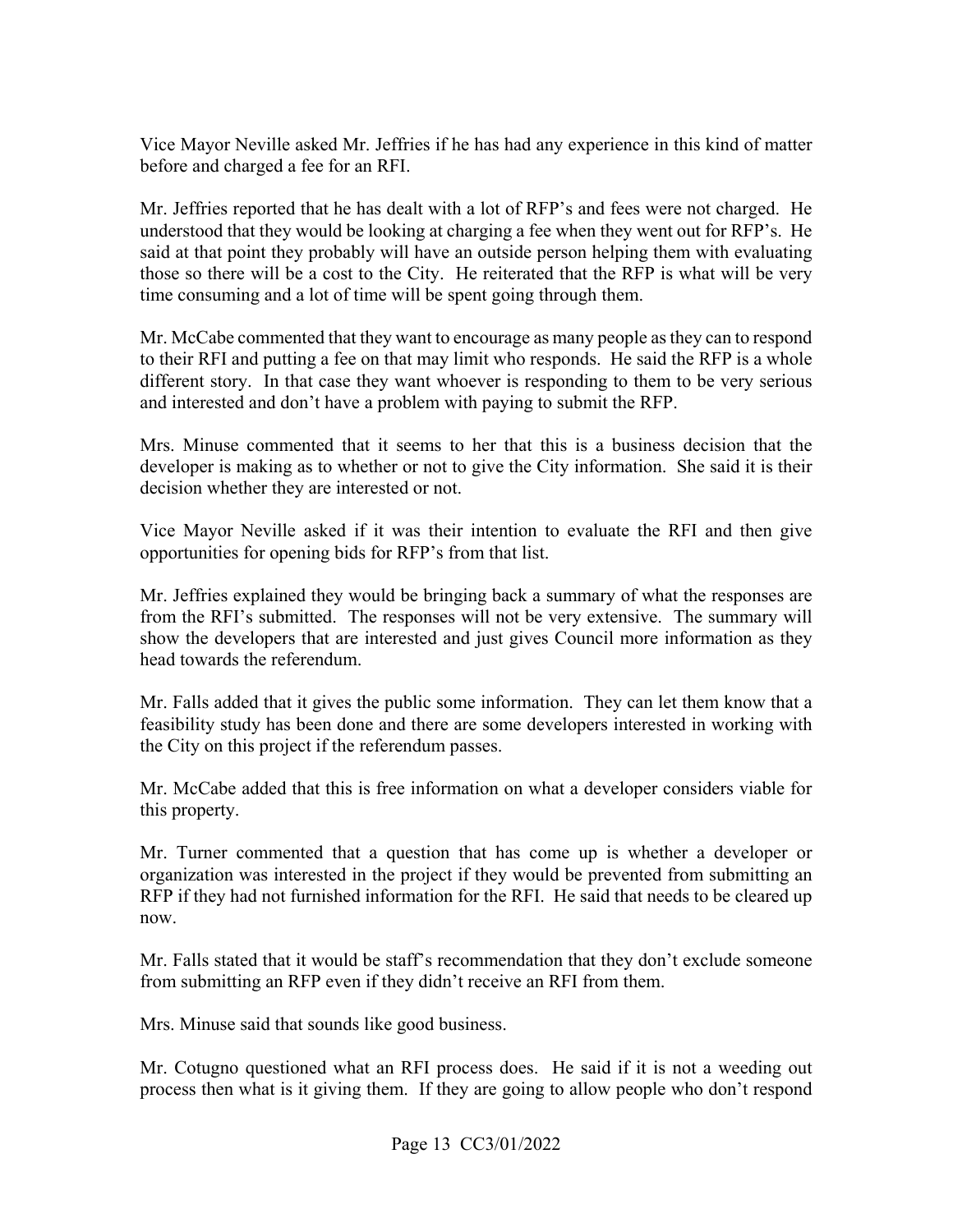Vice Mayor Neville asked Mr. Jeffries if he has had any experience in this kind of matter before and charged a fee for an RFI.

Mr. Jeffries reported that he has dealt with a lot of RFP's and fees were not charged. He understood that they would be looking at charging a fee when they went out for RFP's. He said at that point they probably will have an outside person helping them with evaluating those so there will be a cost to the City. He reiterated that the RFP is what will be very time consuming and a lot of time will be spent going through them.

Mr. McCabe commented that they want to encourage as many people as they can to respond to their RFI and putting a fee on that may limit who responds. He said the RFP is a whole different story. In that case they want whoever is responding to them to be very serious and interested and don't have a problem with paying to submit the RFP.

Mrs. Minuse commented that it seems to her that this is a business decision that the developer is making as to whether or not to give the City information. She said it is their decision whether they are interested or not.

Vice Mayor Neville asked if it was their intention to evaluate the RFI and then give opportunities for opening bids for RFP's from that list.

Mr. Jeffries explained they would be bringing back a summary of what the responses are from the RFI's submitted. The responses will not be very extensive. The summary will show the developers that are interested and just gives Council more information as they head towards the referendum.

Mr. Falls added that it gives the public some information. They can let them know that a feasibility study has been done and there are some developers interested in working with the City on this project if the referendum passes.

Mr. McCabe added that this is free information on what a developer considers viable for this property.

Mr. Turner commented that a question that has come up is whether a developer or organization was interested in the project if they would be prevented from submitting an RFP if they had not furnished information for the RFI. He said that needs to be cleared up now.

Mr. Falls stated that it would be staff's recommendation that they don't exclude someone from submitting an RFP even if they didn't receive an RFI from them.

Mrs. Minuse said that sounds like good business.

Mr. Cotugno questioned what an RFI process does. He said if it is not a weeding out process then what is it giving them. If they are going to allow people who don't respond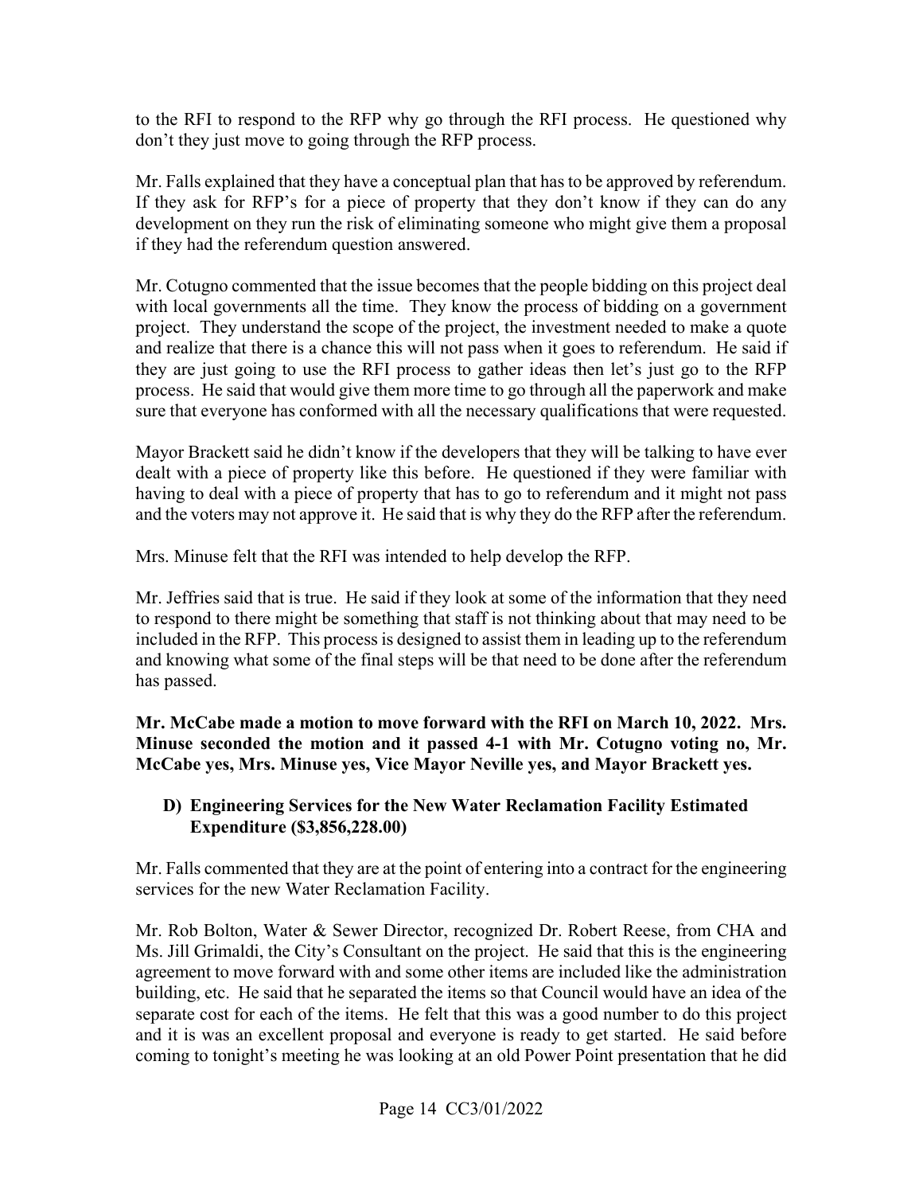to the RFI to respond to the RFP why go through the RFI process. He questioned why don't they just move to going through the RFP process.

Mr. Falls explained that they have a conceptual plan that has to be approved by referendum. If they ask for RFP's for a piece of property that they don't know if they can do any development on they run the risk of eliminating someone who might give them a proposal if they had the referendum question answered.

Mr. Cotugno commented that the issue becomes that the people bidding on this project deal with local governments all the time. They know the process of bidding on a government project. They understand the scope of the project, the investment needed to make a quote and realize that there is a chance this will not pass when it goes to referendum. He said if they are just going to use the RFI process to gather ideas then let's just go to the RFP process. He said that would give them more time to go through all the paperwork and make sure that everyone has conformed with all the necessary qualifications that were requested.

Mayor Brackett said he didn't know if the developers that they will be talking to have ever dealt with a piece of property like this before. He questioned if they were familiar with having to deal with a piece of property that has to go to referendum and it might not pass and the voters may not approve it. He said that is why they do the RFP after the referendum.

Mrs. Minuse felt that the RFI was intended to help develop the RFP.

Mr. Jeffries said that is true. He said if they look at some of the information that they need to respond to there might be something that staff is not thinking about that may need to be included in the RFP. This process is designed to assist them in leading up to the referendum and knowing what some of the final steps will be that need to be done after the referendum has passed.

**Mr. McCabe made a motion to move forward with the RFI on March 10, 2022. Mrs. Minuse seconded the motion and it passed 4-1 with Mr. Cotugno voting no, Mr. McCabe yes, Mrs. Minuse yes, Vice Mayor Neville yes, and Mayor Brackett yes.**

**D) Engineering Services for the New Water Reclamation Facility Estimated Expenditure ($3,856,228.00)**

Mr. Falls commented that they are at the point of entering into a contract for the engineering services for the new Water Reclamation Facility.

Mr. Rob Bolton, Water & Sewer Director, recognized Dr. Robert Reese, from CHA and Ms. Jill Grimaldi, the City's Consultant on the project. He said that this is the engineering agreement to move forward with and some other items are included like the administration building, etc. He said that he separated the items so that Council would have an idea of the separate cost for each of the items. He felt that this was a good number to do this project and it is was an excellent proposal and everyone is ready to get started. He said before coming to tonight's meeting he was looking at an old Power Point presentation that he did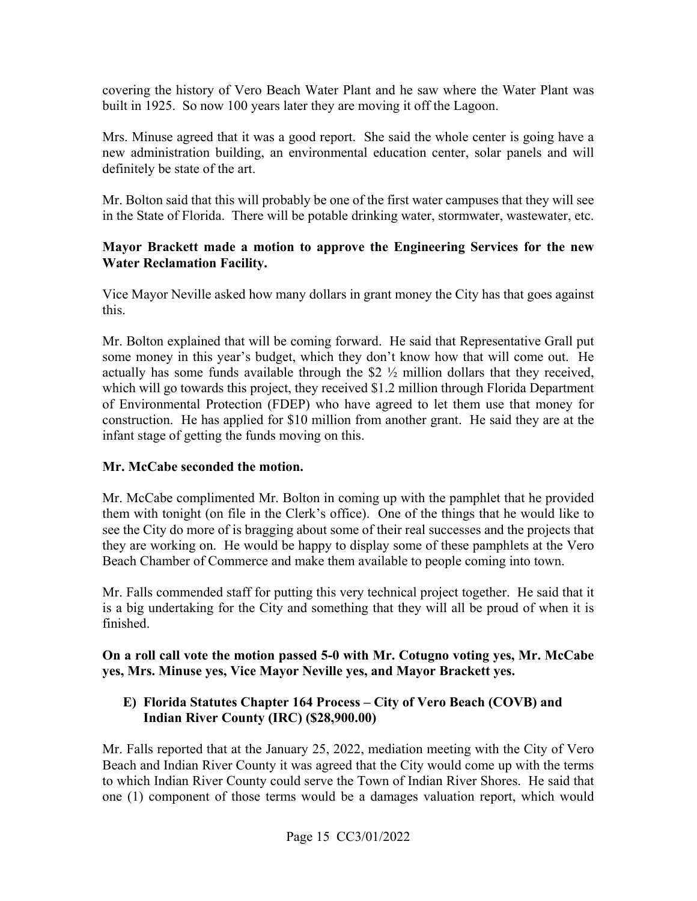covering the history of Vero Beach Water Plant and he saw where the Water Plant was built in 1925. So now 100 years later they are moving it off the Lagoon.

Mrs. Minuse agreed that it was a good report. She said the whole center is going have a new administration building, an environmental education center, solar panels and will definitely be state of the art.

Mr. Bolton said that this will probably be one of the first water campuses that they will see in the State of Florida. There will be potable drinking water, stormwater, wastewater, etc.

**Mayor Brackett made a motion to approve the Engineering Services for the new Water Reclamation Facility.**

Vice Mayor Neville asked how many dollars in grant money the City has that goes against this.

Mr. Bolton explained that will be coming forward. He said that Representative Grall put some money in this year's budget, which they don't know how that will come out. He actually has some funds available through the $2 ½ million dollars that they received, which will go towards this project, they received $1.2 million through Florida Department of Environmental Protection (FDEP) who have agreed to let them use that money for construction. He has applied for $10 million from another grant. He said they are at the infant stage of getting the funds moving on this.

**Mr. McCabe seconded the motion.**

Mr. McCabe complimented Mr. Bolton in coming up with the pamphlet that he provided them with tonight (on file in the Clerk's office). One of the things that he would like to see the City do more of is bragging about some of their real successes and the projects that they are working on. He would be happy to display some of these pamphlets at the Vero Beach Chamber of Commerce and make them available to people coming into town.

Mr. Falls commended staff for putting this very technical project together. He said that it is a big undertaking for the City and something that they will all be proud of when it is finished.

**On a roll call vote the motion passed 5-0 with Mr. Cotugno voting yes, Mr. McCabe yes, Mrs. Minuse yes, Vice Mayor Neville yes, and Mayor Brackett yes.**

**E) Florida Statutes Chapter 164 Process – City of Vero Beach (COVB) and Indian River County (IRC) ($28,900.00)**

Mr. Falls reported that at the January 25, 2022, mediation meeting with the City of Vero Beach and Indian River County it was agreed that the City would come up with the terms to which Indian River County could serve the Town of Indian River Shores. He said that one (1) component of those terms would be a damages valuation report, which would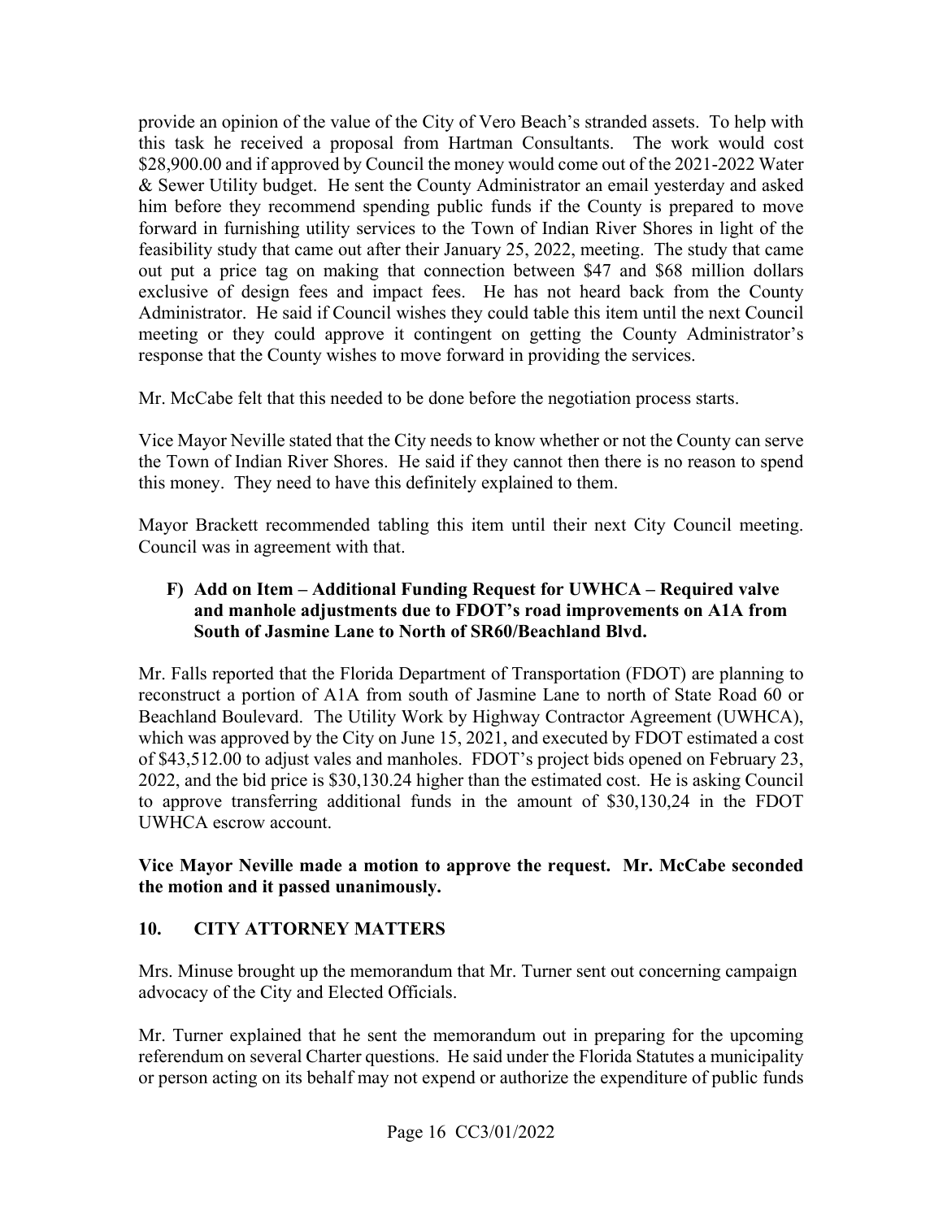provide an opinion of the value of the City of Vero Beach's stranded assets. To help with this task he received a proposal from Hartman Consultants. The work would cost $28,900.00 and if approved by Council the money would come out of the 2021-2022 Water & Sewer Utility budget. He sent the County Administrator an email yesterday and asked him before they recommend spending public funds if the County is prepared to move forward in furnishing utility services to the Town of Indian River Shores in light of the feasibility study that came out after their January 25, 2022, meeting. The study that came out put a price tag on making that connection between $47 and $68 million dollars exclusive of design fees and impact fees. He has not heard back from the County Administrator. He said if Council wishes they could table this item until the next Council meeting or they could approve it contingent on getting the County Administrator's response that the County wishes to move forward in providing the services.

Mr. McCabe felt that this needed to be done before the negotiation process starts.

Vice Mayor Neville stated that the City needs to know whether or not the County can serve the Town of Indian River Shores. He said if they cannot then there is no reason to spend this money. They need to have this definitely explained to them.

Mayor Brackett recommended tabling this item until their next City Council meeting. Council was in agreement with that.

**F) Add on Item – Additional Funding Request for UWHCA – Required valve and manhole adjustments due to FDOT's road improvements on A1A from South of Jasmine Lane to North of SR60/Beachland Blvd.**

Mr. Falls reported that the Florida Department of Transportation (FDOT) are planning to reconstruct a portion of A1A from south of Jasmine Lane to north of State Road 60 or Beachland Boulevard. The Utility Work by Highway Contractor Agreement (UWHCA), which was approved by the City on June 15, 2021, and executed by FDOT estimated a cost of $43,512.00 to adjust vales and manholes. FDOT's project bids opened on February 23, 2022, and the bid price is $30,130.24 higher than the estimated cost. He is asking Council to approve transferring additional funds in the amount of $30,130,24 in the FDOT UWHCA escrow account.

**Vice Mayor Neville made a motion to approve the request. Mr. McCabe seconded the motion and it passed unanimously.**

## 10. CITY ATTORNEY MATTERS

Mrs. Minuse brought up the memorandum that Mr. Turner sent out concerning campaign advocacy of the City and Elected Officials.

Mr. Turner explained that he sent the memorandum out in preparing for the upcoming referendum on several Charter questions. He said under the Florida Statutes a municipality or person acting on its behalf may not expend or authorize the expenditure of public funds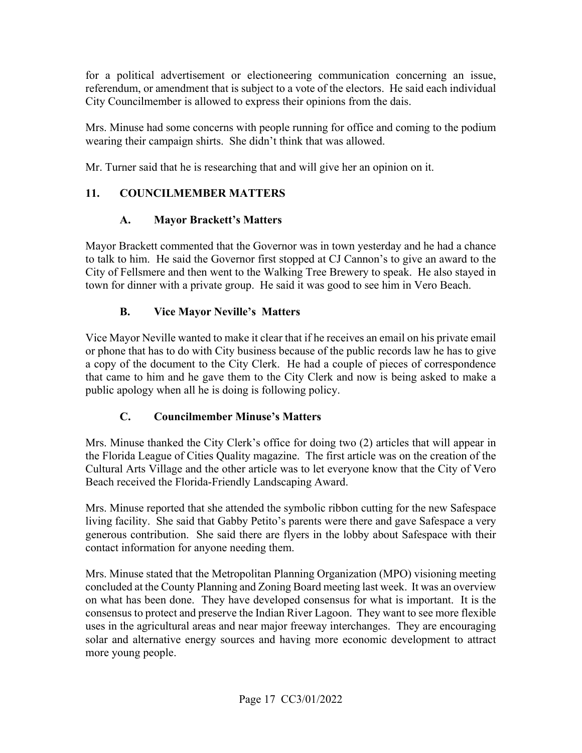for a political advertisement or electioneering communication concerning an issue, referendum, or amendment that is subject to a vote of the electors. He said each individual City Councilmember is allowed to express their opinions from the dais.

Mrs. Minuse had some concerns with people running for office and coming to the podium wearing their campaign shirts. She didn't think that was allowed.

Mr. Turner said that he is researching that and will give her an opinion on it.

## 11. COUNCILMEMBER MATTERS

### A. Mayor Brackett's Matters

Mayor Brackett commented that the Governor was in town yesterday and he had a chance to talk to him. He said the Governor first stopped at CJ Cannon's to give an award to the City of Fellsmere and then went to the Walking Tree Brewery to speak. He also stayed in town for dinner with a private group. He said it was good to see him in Vero Beach.

### B. Vice Mayor Neville's Matters

Vice Mayor Neville wanted to make it clear that if he receives an email on his private email or phone that has to do with City business because of the public records law he has to give a copy of the document to the City Clerk. He had a couple of pieces of correspondence that came to him and he gave them to the City Clerk and now is being asked to make a public apology when all he is doing is following policy.

### C. Councilmember Minuse's Matters

Mrs. Minuse thanked the City Clerk's office for doing two (2) articles that will appear in the Florida League of Cities Quality magazine. The first article was on the creation of the Cultural Arts Village and the other article was to let everyone know that the City of Vero Beach received the Florida-Friendly Landscaping Award.

Mrs. Minuse reported that she attended the symbolic ribbon cutting for the new Safespace living facility. She said that Gabby Petito's parents were there and gave Safespace a very generous contribution. She said there are flyers in the lobby about Safespace with their contact information for anyone needing them.

Mrs. Minuse stated that the Metropolitan Planning Organization (MPO) visioning meeting concluded at the County Planning and Zoning Board meeting last week. It was an overview on what has been done. They have developed consensus for what is important. It is the consensus to protect and preserve the Indian River Lagoon. They want to see more flexible uses in the agricultural areas and near major freeway interchanges. They are encouraging solar and alternative energy sources and having more economic development to attract more young people.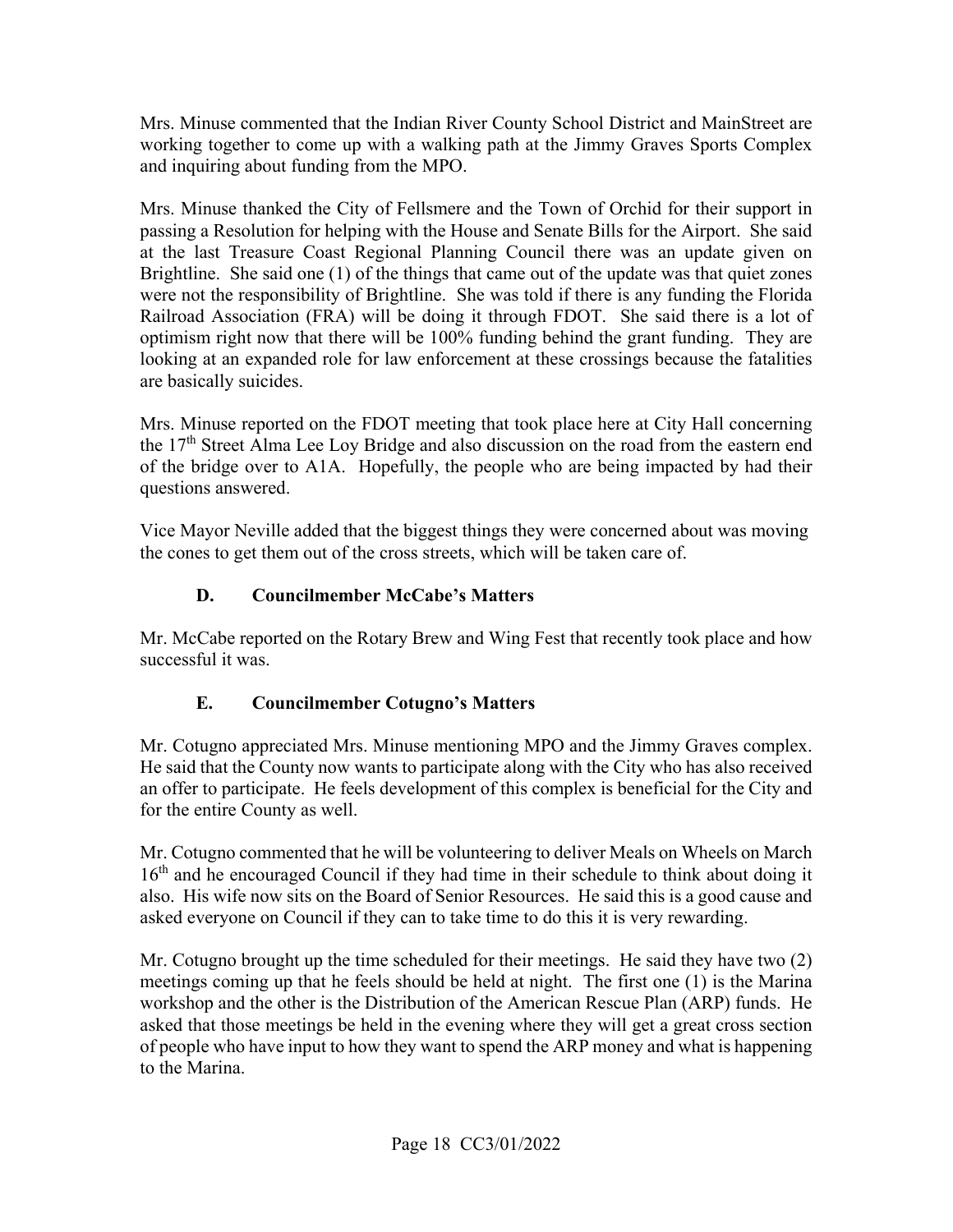Mrs. Minuse commented that the Indian River County School District and MainStreet are working together to come up with a walking path at the Jimmy Graves Sports Complex and inquiring about funding from the MPO.

Mrs. Minuse thanked the City of Fellsmere and the Town of Orchid for their support in passing a Resolution for helping with the House and Senate Bills for the Airport. She said at the last Treasure Coast Regional Planning Council there was an update given on Brightline. She said one (1) of the things that came out of the update was that quiet zones were not the responsibility of Brightline. She was told if there is any funding the Florida Railroad Association (FRA) will be doing it through FDOT. She said there is a lot of optimism right now that there will be 100% funding behind the grant funding. They are looking at an expanded role for law enforcement at these crossings because the fatalities are basically suicides.

Mrs. Minuse reported on the FDOT meeting that took place here at City Hall concerning the 17th Street Alma Lee Loy Bridge and also discussion on the road from the eastern end of the bridge over to A1A. Hopefully, the people who are being impacted by had their questions answered.

Vice Mayor Neville added that the biggest things they were concerned about was moving the cones to get them out of the cross streets, which will be taken care of.

### D. Councilmember McCabe's Matters

Mr. McCabe reported on the Rotary Brew and Wing Fest that recently took place and how successful it was.

### E. Councilmember Cotugno's Matters

Mr. Cotugno appreciated Mrs. Minuse mentioning MPO and the Jimmy Graves complex. He said that the County now wants to participate along with the City who has also received an offer to participate. He feels development of this complex is beneficial for the City and for the entire County as well.

Mr. Cotugno commented that he will be volunteering to deliver Meals on Wheels on March 16th and he encouraged Council if they had time in their schedule to think about doing it also. His wife now sits on the Board of Senior Resources. He said this is a good cause and asked everyone on Council if they can to take time to do this it is very rewarding.

Mr. Cotugno brought up the time scheduled for their meetings. He said they have two (2) meetings coming up that he feels should be held at night. The first one (1) is the Marina workshop and the other is the Distribution of the American Rescue Plan (ARP) funds. He asked that those meetings be held in the evening where they will get a great cross section of people who have input to how they want to spend the ARP money and what is happening to the Marina.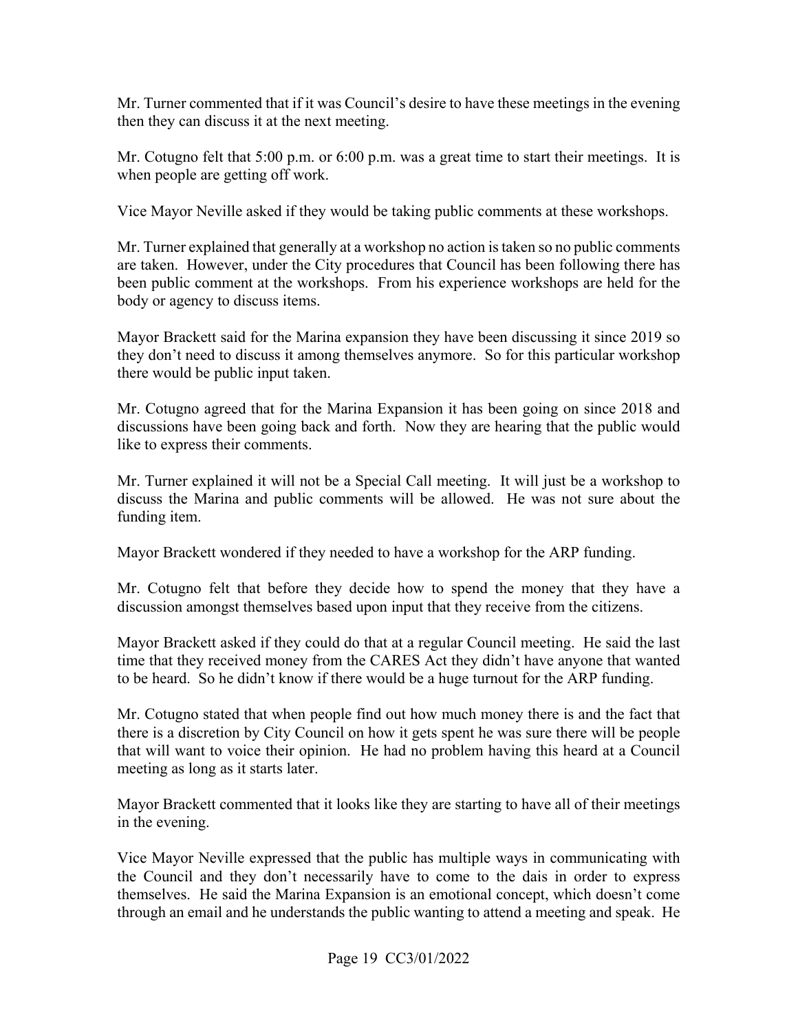Mr. Turner commented that if it was Council's desire to have these meetings in the evening then they can discuss it at the next meeting.

Mr. Cotugno felt that 5:00 p.m. or 6:00 p.m. was a great time to start their meetings. It is when people are getting off work.

Vice Mayor Neville asked if they would be taking public comments at these workshops.

Mr. Turner explained that generally at a workshop no action is taken so no public comments are taken. However, under the City procedures that Council has been following there has been public comment at the workshops. From his experience workshops are held for the body or agency to discuss items.

Mayor Brackett said for the Marina expansion they have been discussing it since 2019 so they don't need to discuss it among themselves anymore. So for this particular workshop there would be public input taken.

Mr. Cotugno agreed that for the Marina Expansion it has been going on since 2018 and discussions have been going back and forth. Now they are hearing that the public would like to express their comments.

Mr. Turner explained it will not be a Special Call meeting. It will just be a workshop to discuss the Marina and public comments will be allowed. He was not sure about the funding item.

Mayor Brackett wondered if they needed to have a workshop for the ARP funding.

Mr. Cotugno felt that before they decide how to spend the money that they have a discussion amongst themselves based upon input that they receive from the citizens.

Mayor Brackett asked if they could do that at a regular Council meeting. He said the last time that they received money from the CARES Act they didn't have anyone that wanted to be heard. So he didn't know if there would be a huge turnout for the ARP funding.

Mr. Cotugno stated that when people find out how much money there is and the fact that there is a discretion by City Council on how it gets spent he was sure there will be people that will want to voice their opinion. He had no problem having this heard at a Council meeting as long as it starts later.

Mayor Brackett commented that it looks like they are starting to have all of their meetings in the evening.

Vice Mayor Neville expressed that the public has multiple ways in communicating with the Council and they don't necessarily have to come to the dais in order to express themselves. He said the Marina Expansion is an emotional concept, which doesn't come through an email and he understands the public wanting to attend a meeting and speak. He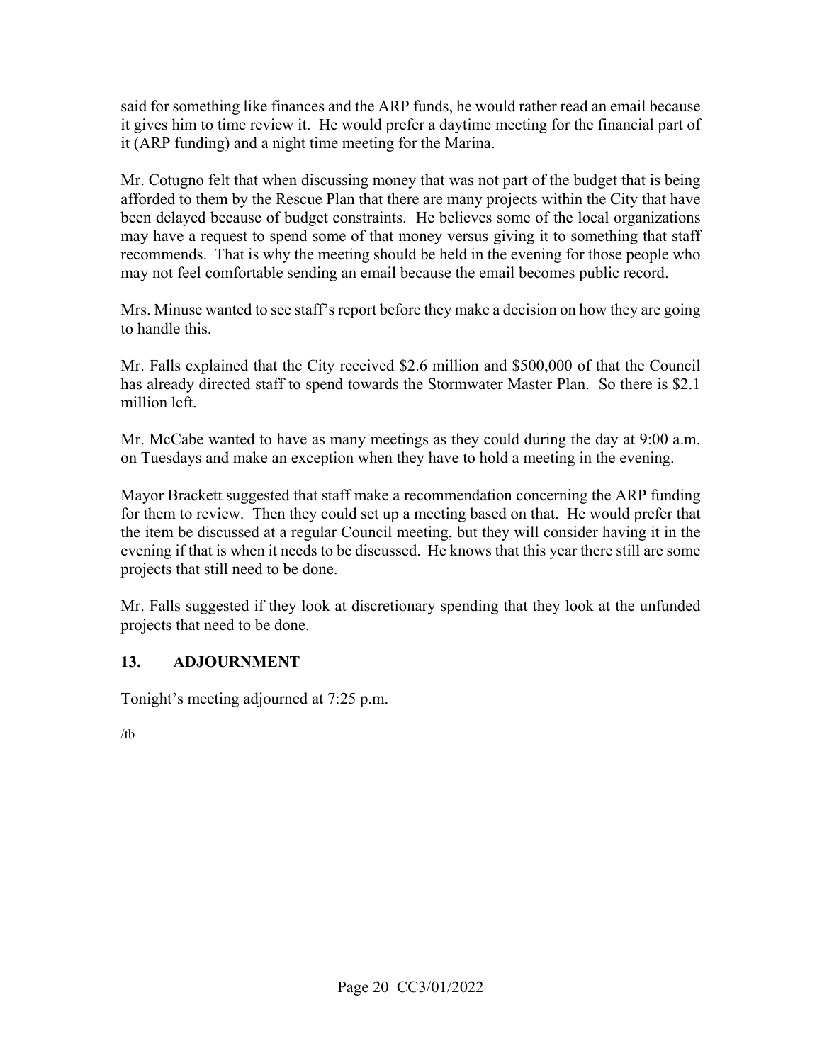said for something like finances and the ARP funds, he would rather read an email because it gives him to time review it. He would prefer a daytime meeting for the financial part of it (ARP funding) and a night time meeting for the Marina.

Mr. Cotugno felt that when discussing money that was not part of the budget that is being afforded to them by the Rescue Plan that there are many projects within the City that have been delayed because of budget constraints. He believes some of the local organizations may have a request to spend some of that money versus giving it to something that staff recommends. That is why the meeting should be held in the evening for those people who may not feel comfortable sending an email because the email becomes public record.

Mrs. Minuse wanted to see staff's report before they make a decision on how they are going to handle this.

Mr. Falls explained that the City received $2.6 million and $500,000 of that the Council has already directed staff to spend towards the Stormwater Master Plan. So there is $2.1 million left.

Mr. McCabe wanted to have as many meetings as they could during the day at 9:00 a.m. on Tuesdays and make an exception when they have to hold a meeting in the evening.

Mayor Brackett suggested that staff make a recommendation concerning the ARP funding for them to review. Then they could set up a meeting based on that. He would prefer that the item be discussed at a regular Council meeting, but they will consider having it in the evening if that is when it needs to be discussed. He knows that this year there still are some projects that still need to be done.

Mr. Falls suggested if they look at discretionary spending that they look at the unfunded projects that need to be done.

## 13. ADJOURNMENT

Tonight's meeting adjourned at 7:25 p.m.

/tb